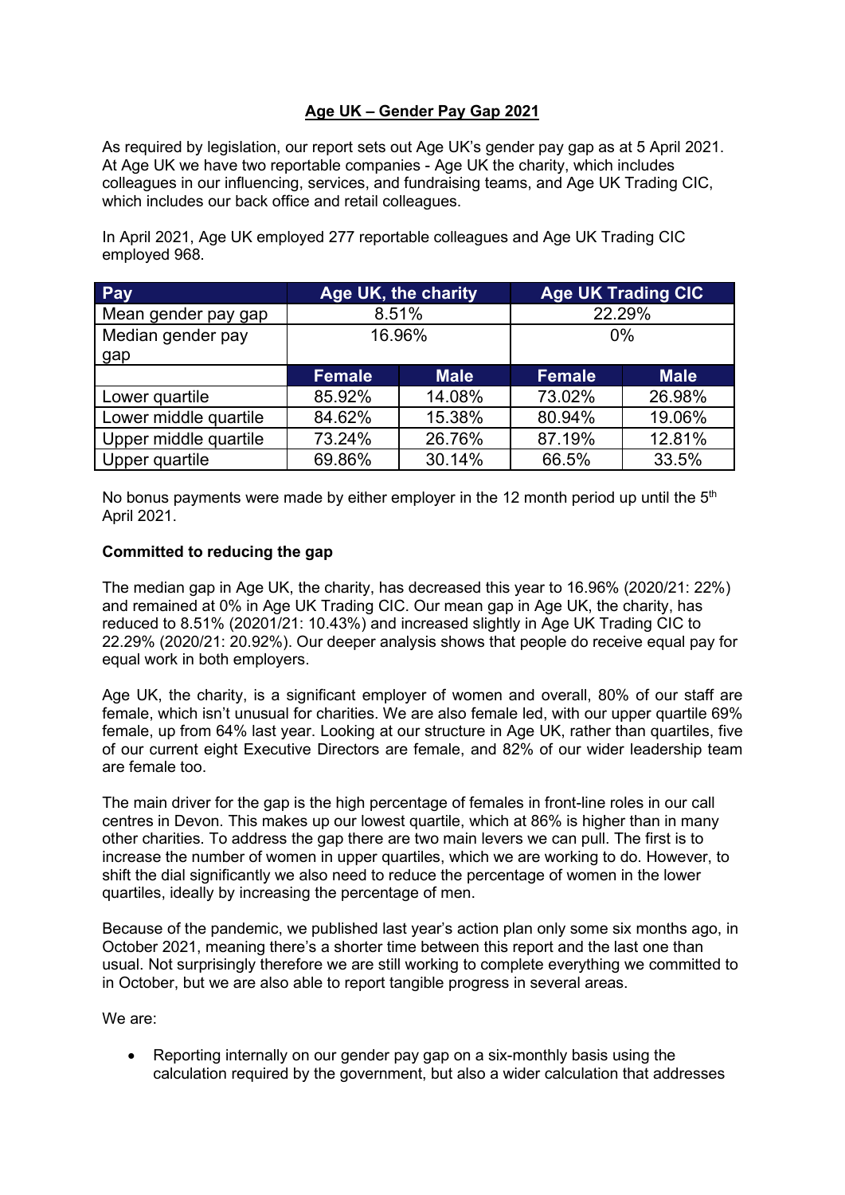# Age UK – Gender Pay Gap 2021

As required by legislation, our report sets out Age UK's gender pay gap as at 5 April 2021. At Age UK we have two reportable companies - Age UK the charity, which includes colleagues in our influencing, services, and fundraising teams, and Age UK Trading CIC, which includes our back office and retail colleagues.

In April 2021, Age UK employed 277 reportable colleagues and Age UK Trading CIC employed 968.

| Pay | Age UK, the charity | | Age UK Trading CIC | |
|---|---|---|---|---|
| Mean gender pay gap | 8.51% | | 22.29% | |
| Median gender pay gap | 16.96% | | 0% | |
| | Female | Male | Female | Male |
| Lower quartile | 85.92% | 14.08% | 73.02% | 26.98% |
| Lower middle quartile | 84.62% | 15.38% | 80.94% | 19.06% |
| Upper middle quartile | 73.24% | 26.76% | 87.19% | 12.81% |
| Upper quartile | 69.86% | 30.14% | 66.5% | 33.5% |

No bonus payments were made by either employer in the 12 month period up until the 5th April 2021.

**Committed to reducing the gap**

The median gap in Age UK, the charity, has decreased this year to 16.96% (2020/21: 22%) and remained at 0% in Age UK Trading CIC. Our mean gap in Age UK, the charity, has reduced to 8.51% (20201/21: 10.43%) and increased slightly in Age UK Trading CIC to 22.29% (2020/21: 20.92%). Our deeper analysis shows that people do receive equal pay for equal work in both employers.

Age UK, the charity, is a significant employer of women and overall, 80% of our staff are female, which isn't unusual for charities. We are also female led, with our upper quartile 69% female, up from 64% last year. Looking at our structure in Age UK, rather than quartiles, five of our current eight Executive Directors are female, and 82% of our wider leadership team are female too.

The main driver for the gap is the high percentage of females in front-line roles in our call centres in Devon. This makes up our lowest quartile, which at 86% is higher than in many other charities. To address the gap there are two main levers we can pull. The first is to increase the number of women in upper quartiles, which we are working to do. However, to shift the dial significantly we also need to reduce the percentage of women in the lower quartiles, ideally by increasing the percentage of men.

Because of the pandemic, we published last year's action plan only some six months ago, in October 2021, meaning there's a shorter time between this report and the last one than usual. Not surprisingly therefore we are still working to complete everything we committed to in October, but we are also able to report tangible progress in several areas.

We are:

- Reporting internally on our gender pay gap on a six-monthly basis using the calculation required by the government, but also a wider calculation that addresses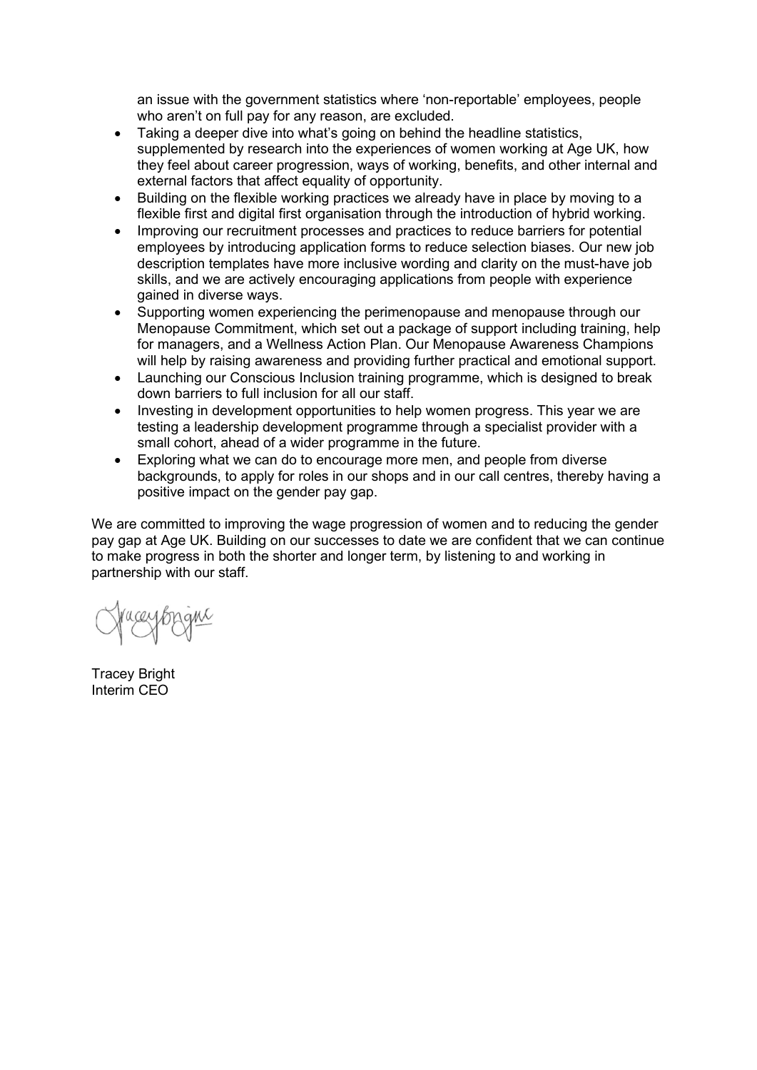an issue with the government statistics where 'non-reportable' employees, people who aren't on full pay for any reason, are excluded.

- Taking a deeper dive into what's going on behind the headline statistics, supplemented by research into the experiences of women working at Age UK, how they feel about career progression, ways of working, benefits, and other internal and external factors that affect equality of opportunity.
- Building on the flexible working practices we already have in place by moving to a flexible first and digital first organisation through the introduction of hybrid working.
- Improving our recruitment processes and practices to reduce barriers for potential employees by introducing application forms to reduce selection biases. Our new job description templates have more inclusive wording and clarity on the must-have job skills, and we are actively encouraging applications from people with experience gained in diverse ways.
- Supporting women experiencing the perimenopause and menopause through our Menopause Commitment, which set out a package of support including training, help for managers, and a Wellness Action Plan. Our Menopause Awareness Champions will help by raising awareness and providing further practical and emotional support.
- Launching our Conscious Inclusion training programme, which is designed to break down barriers to full inclusion for all our staff.
- Investing in development opportunities to help women progress. This year we are testing a leadership development programme through a specialist provider with a small cohort, ahead of a wider programme in the future.
- Exploring what we can do to encourage more men, and people from diverse backgrounds, to apply for roles in our shops and in our call centres, thereby having a positive impact on the gender pay gap.

We are committed to improving the wage progression of women and to reducing the gender pay gap at Age UK. Building on our successes to date we are confident that we can continue to make progress in both the shorter and longer term, by listening to and working in partnership with our staff.

Tracey Bright
Interim CEO